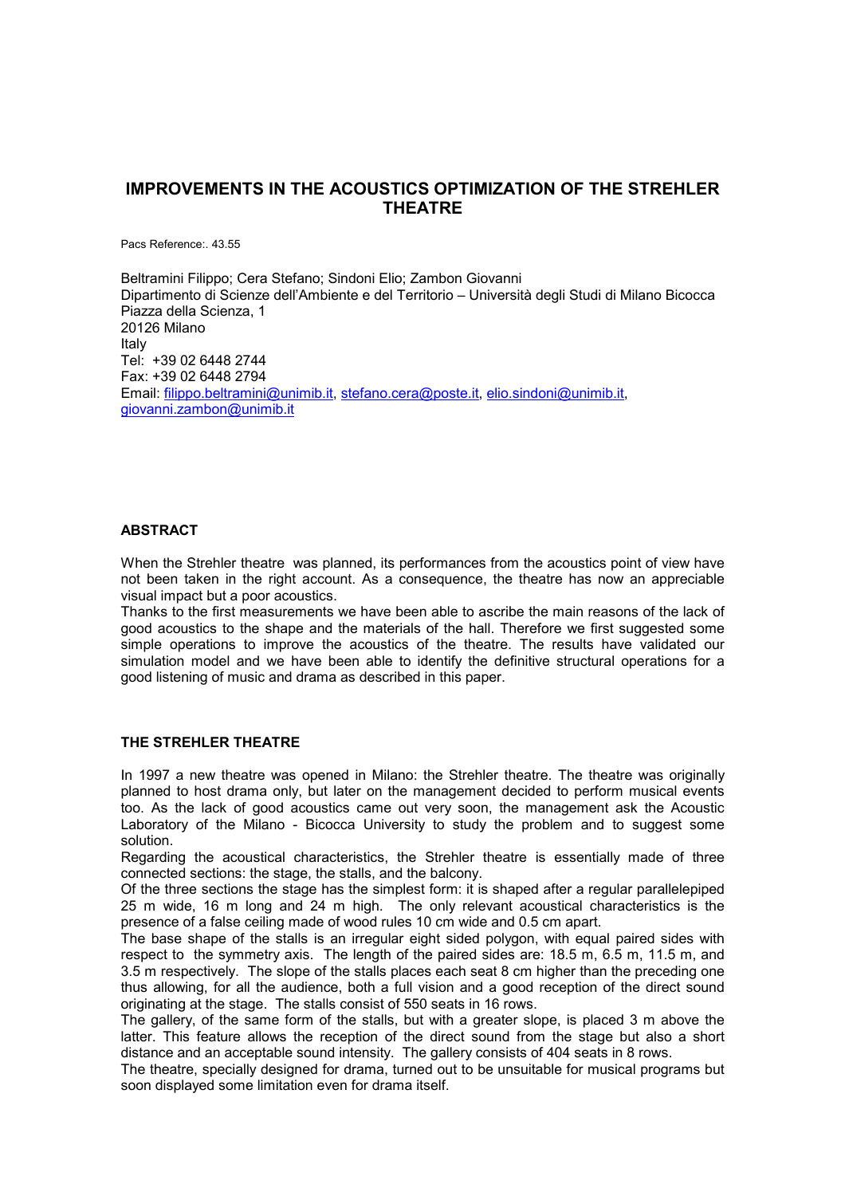# IMPROVEMENTS IN THE ACOUSTICS OPTIMIZATION OF THE STREHLER THEATRE

Pacs Reference:. 43.55

Beltramini Filippo; Cera Stefano; Sindoni Elio; Zambon Giovanni
Dipartimento di Scienze dell'Ambiente e del Territorio – Università degli Studi di Milano Bicocca
Piazza della Scienza, 1
20126 Milano
Italy
Tel: +39 02 6448 2744
Fax: +39 02 6448 2794
Email: filippo.beltramini@unimib.it, stefano.cera@poste.it, elio.sindoni@unimib.it, giovanni.zambon@unimib.it

## ABSTRACT

When the Strehler theatre was planned, its performances from the acoustics point of view have not been taken in the right account. As a consequence, the theatre has now an appreciable visual impact but a poor acoustics.

Thanks to the first measurements we have been able to ascribe the main reasons of the lack of good acoustics to the shape and the materials of the hall. Therefore we first suggested some simple operations to improve the acoustics of the theatre. The results have validated our simulation model and we have been able to identify the definitive structural operations for a good listening of music and drama as described in this paper.

## THE STREHLER THEATRE

In 1997 a new theatre was opened in Milano: the Strehler theatre. The theatre was originally planned to host drama only, but later on the management decided to perform musical events too. As the lack of good acoustics came out very soon, the management ask the Acoustic Laboratory of the Milano - Bicocca University to study the problem and to suggest some solution.

Regarding the acoustical characteristics, the Strehler theatre is essentially made of three connected sections: the stage, the stalls, and the balcony.

Of the three sections the stage has the simplest form: it is shaped after a regular parallelepiped 25 m wide, 16 m long and 24 m high. The only relevant acoustical characteristics is the presence of a false ceiling made of wood rules 10 cm wide and 0.5 cm apart.

The base shape of the stalls is an irregular eight sided polygon, with equal paired sides with respect to the symmetry axis. The length of the paired sides are: 18.5 m, 6.5 m, 11.5 m, and 3.5 m respectively. The slope of the stalls places each seat 8 cm higher than the preceding one thus allowing, for all the audience, both a full vision and a good reception of the direct sound originating at the stage. The stalls consist of 550 seats in 16 rows.

The gallery, of the same form of the stalls, but with a greater slope, is placed 3 m above the latter. This feature allows the reception of the direct sound from the stage but also a short distance and an acceptable sound intensity. The gallery consists of 404 seats in 8 rows.

The theatre, specially designed for drama, turned out to be unsuitable for musical programs but soon displayed some limitation even for drama itself.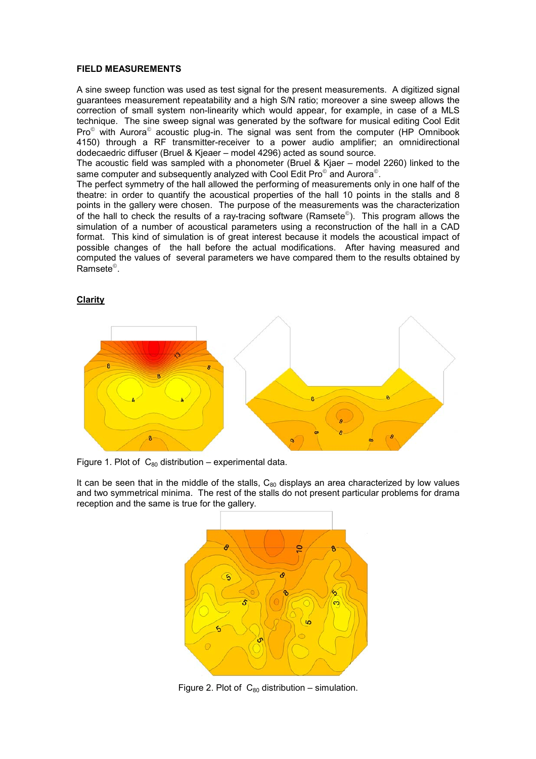**FIELD MEASUREMENTS**

A sine sweep function was used as test signal for the present measurements. A digitized signal guarantees measurement repeatability and a high S/N ratio; moreover a sine sweep allows the correction of small system non-linearity which would appear, for example, in case of a MLS technique. The sine sweep signal was generated by the software for musical editing Cool Edit Pro© with Aurora© acoustic plug-in. The signal was sent from the computer (HP Omnibook 4150) through a RF transmitter-receiver to a power audio amplifier; an omnidirectional dodecaedric diffuser (Bruel & Kjeaer – model 4296) acted as sound source.

The acoustic field was sampled with a phonometer (Bruel & Kjaer – model 2260) linked to the same computer and subsequently analyzed with Cool Edit Pro© and Aurora©.

The perfect symmetry of the hall allowed the performing of measurements only in one half of the theatre: in order to quantify the acoustical properties of the hall 10 points in the stalls and 8 points in the gallery were chosen. The purpose of the measurements was the characterization of the hall to check the results of a ray-tracing software (Ramsete©). This program allows the simulation of a number of acoustical parameters using a reconstruction of the hall in a CAD format. This kind of simulation is of great interest because it models the acoustical impact of possible changes of the hall before the actual modifications. After having measured and computed the values of several parameters we have compared them to the results obtained by Ramsete©.

**Clarity**

Figure 1. Plot of $C_{80}$ distribution – experimental data.

It can be seen that in the middle of the stalls, $C_{80}$ displays an area characterized by low values and two symmetrical minima. The rest of the stalls do not present particular problems for drama reception and the same is true for the gallery.

Figure 2. Plot of $C_{80}$ distribution – simulation.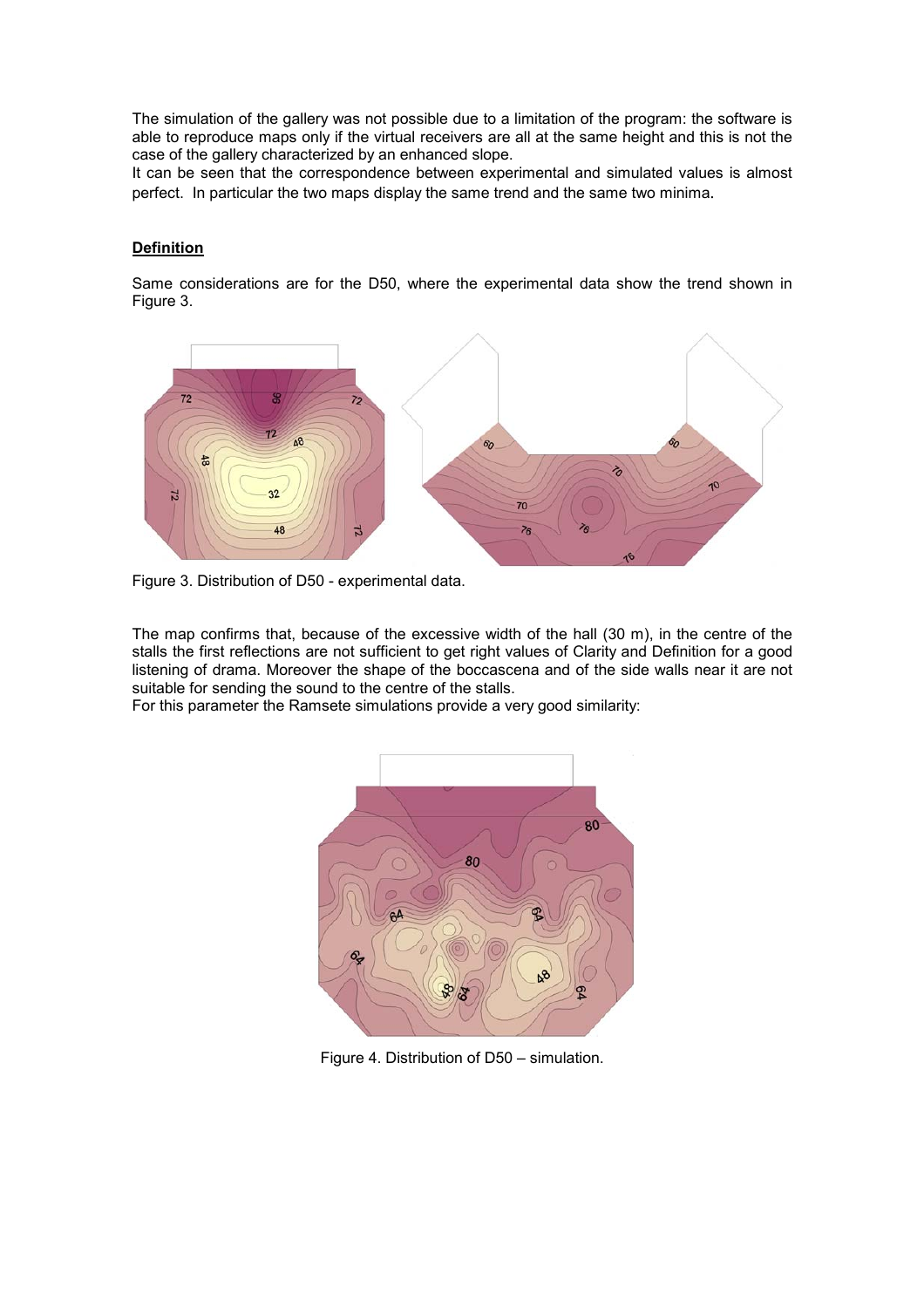The simulation of the gallery was not possible due to a limitation of the program: the software is able to reproduce maps only if the virtual receivers are all at the same height and this is not the case of the gallery characterized by an enhanced slope.

It can be seen that the correspondence between experimental and simulated values is almost perfect. In particular the two maps display the same trend and the same two minima.

## Definition

Same considerations are for the D50, where the experimental data show the trend shown in Figure 3.

Figure 3. Distribution of D50 - experimental data.

The map confirms that, because of the excessive width of the hall (30 m), in the centre of the stalls the first reflections are not sufficient to get right values of Clarity and Definition for a good listening of drama. Moreover the shape of the boccascena and of the side walls near it are not suitable for sending the sound to the centre of the stalls.

For this parameter the Ramsete simulations provide a very good similarity:

Figure 4. Distribution of D50 – simulation.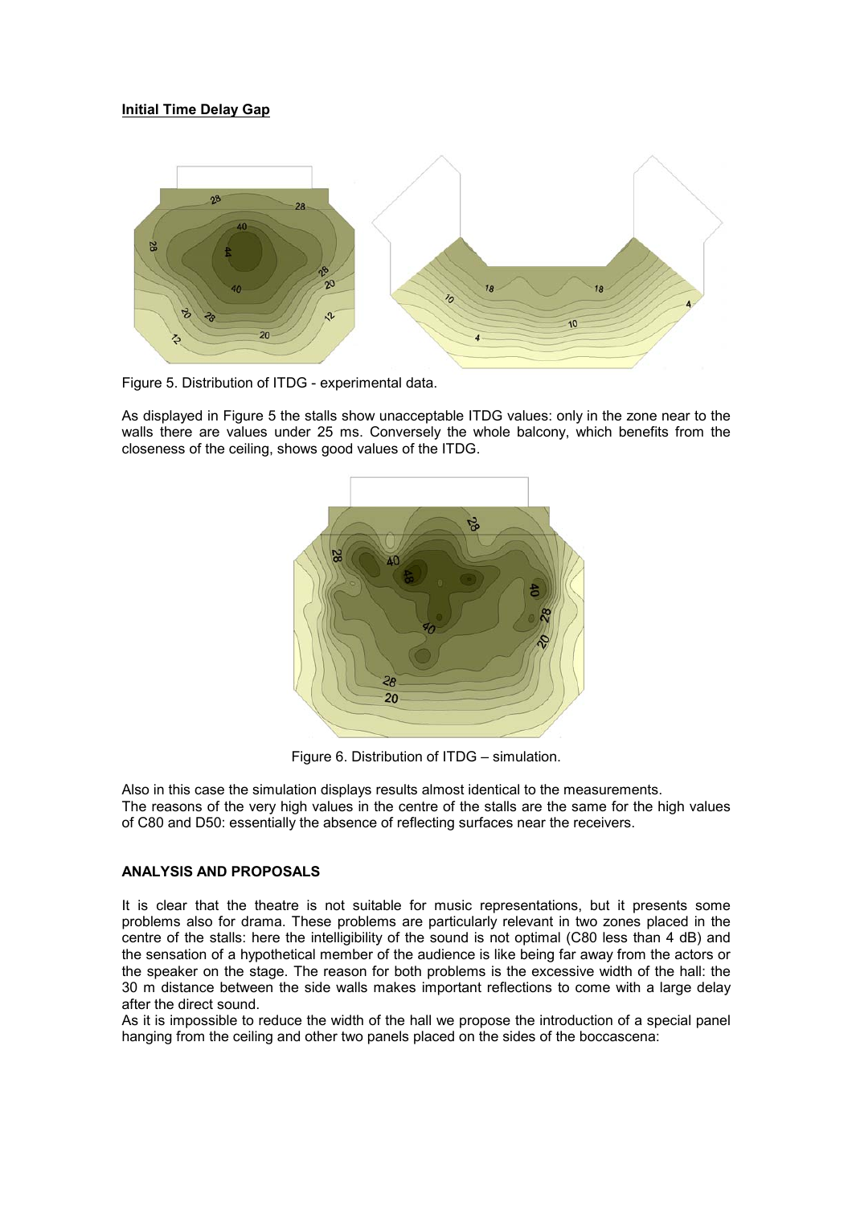**Initial Time Delay Gap**

Figure 5. Distribution of ITDG - experimental data.

As displayed in Figure 5 the stalls show unacceptable ITDG values: only in the zone near to the walls there are values under 25 ms. Conversely the whole balcony, which benefits from the closeness of the ceiling, shows good values of the ITDG.

Figure 6. Distribution of ITDG – simulation.

Also in this case the simulation displays results almost identical to the measurements.
The reasons of the very high values in the centre of the stalls are the same for the high values of C80 and D50: essentially the absence of reflecting surfaces near the receivers.

## ANALYSIS AND PROPOSALS

It is clear that the theatre is not suitable for music representations, but it presents some problems also for drama. These problems are particularly relevant in two zones placed in the centre of the stalls: here the intelligibility of the sound is not optimal (C80 less than 4 dB) and the sensation of a hypothetical member of the audience is like being far away from the actors or the speaker on the stage. The reason for both problems is the excessive width of the hall: the 30 m distance between the side walls makes important reflections to come with a large delay after the direct sound.
As it is impossible to reduce the width of the hall we propose the introduction of a special panel hanging from the ceiling and other two panels placed on the sides of the boccascena: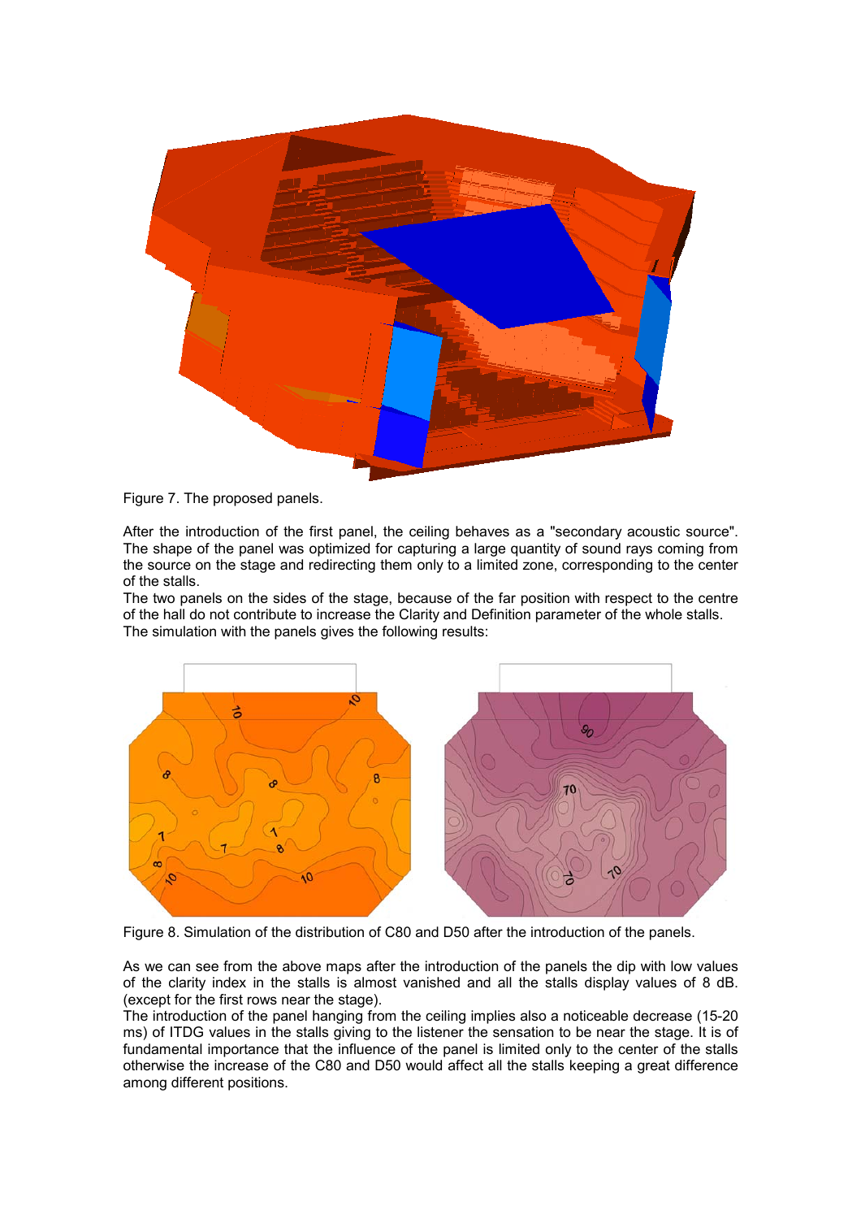Figure 7. The proposed panels.

After the introduction of the first panel, the ceiling behaves as a "secondary acoustic source". The shape of the panel was optimized for capturing a large quantity of sound rays coming from the source on the stage and redirecting them only to a limited zone, corresponding to the center of the stalls.

The two panels on the sides of the stage, because of the far position with respect to the centre of the hall do not contribute to increase the Clarity and Definition parameter of the whole stalls. The simulation with the panels gives the following results:

Figure 8. Simulation of the distribution of C80 and D50 after the introduction of the panels.

As we can see from the above maps after the introduction of the panels the dip with low values of the clarity index in the stalls is almost vanished and all the stalls display values of 8 dB. (except for the first rows near the stage).

The introduction of the panel hanging from the ceiling implies also a noticeable decrease (15-20 ms) of ITDG values in the stalls giving to the listener the sensation to be near the stage. It is of fundamental importance that the influence of the panel is limited only to the center of the stalls otherwise the increase of the C80 and D50 would affect all the stalls keeping a great difference among different positions.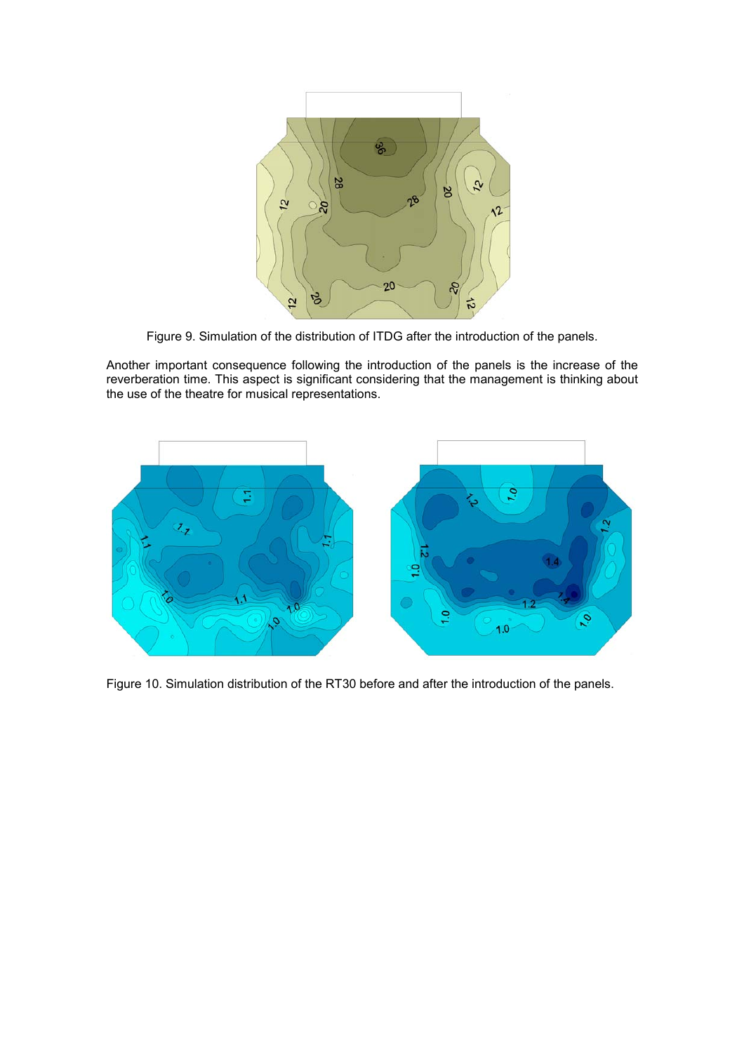12
20
28
36
28
20
12
12
12
20
20
20
12

Figure 9. Simulation of the distribution of ITDG after the introduction of the panels.

Another important consequence following the introduction of the panels is the increase of the reverberation time. This aspect is significant considering that the management is thinking about the use of the theatre for musical representations.

1.1
1.1
1.1
1.1
1.0
1.1
1.0
1.0

1.2
1.0
1.2
1.2
1.0
1.4
1.4
1.2
1.0
1.0
1.0

Figure 10. Simulation distribution of the RT30 before and after the introduction of the panels.